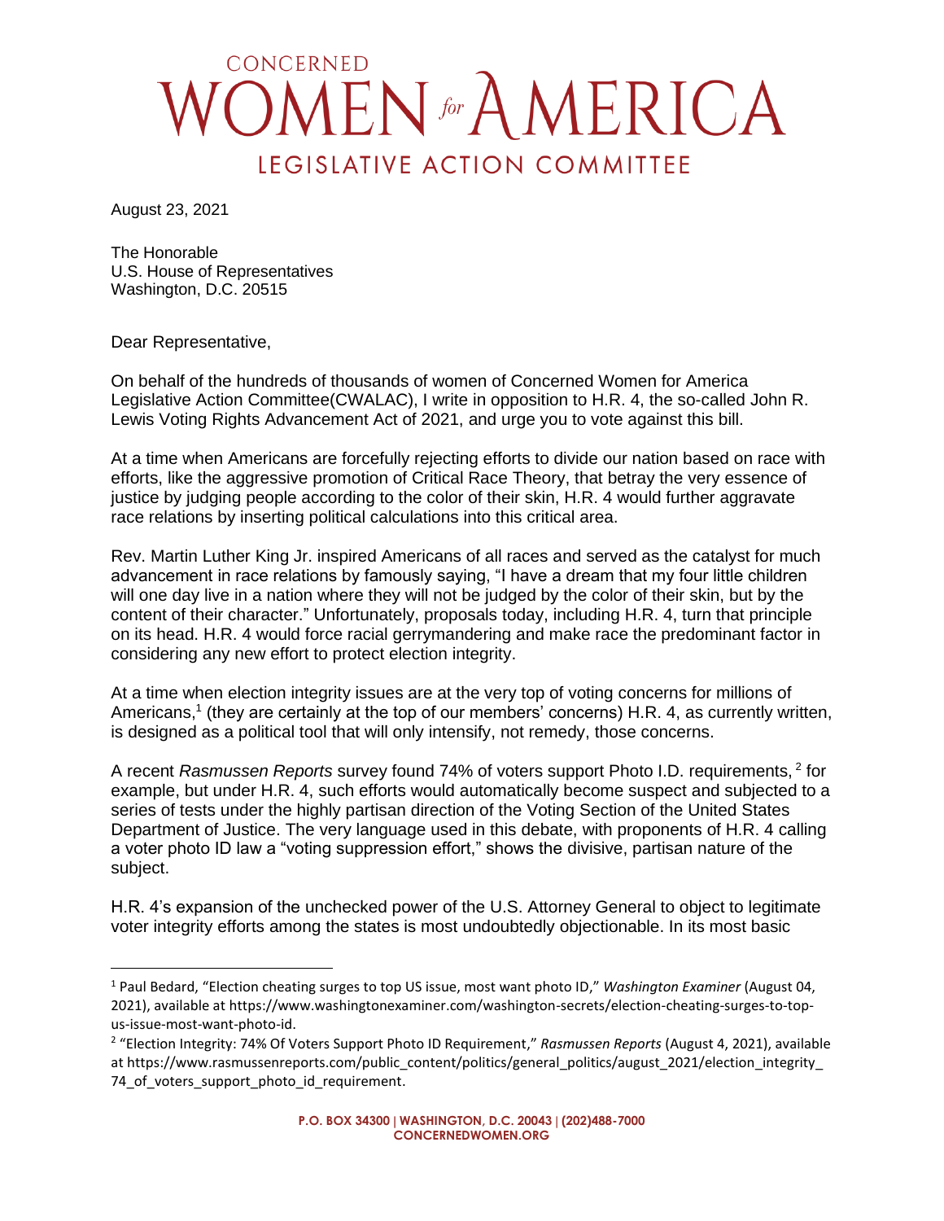# CONCERNED WOMEN for AMERICA
## LEGISLATIVE ACTION COMMITTEE

August 23, 2021

The Honorable
U.S. House of Representatives
Washington, D.C. 20515

Dear Representative,

On behalf of the hundreds of thousands of women of Concerned Women for America Legislative Action Committee(CWALAC), I write in opposition to H.R. 4, the so-called John R. Lewis Voting Rights Advancement Act of 2021, and urge you to vote against this bill.

At a time when Americans are forcefully rejecting efforts to divide our nation based on race with efforts, like the aggressive promotion of Critical Race Theory, that betray the very essence of justice by judging people according to the color of their skin, H.R. 4 would further aggravate race relations by inserting political calculations into this critical area.

Rev. Martin Luther King Jr. inspired Americans of all races and served as the catalyst for much advancement in race relations by famously saying, "I have a dream that my four little children will one day live in a nation where they will not be judged by the color of their skin, but by the content of their character." Unfortunately, proposals today, including H.R. 4, turn that principle on its head. H.R. 4 would force racial gerrymandering and make race the predominant factor in considering any new effort to protect election integrity.

At a time when election integrity issues are at the very top of voting concerns for millions of Americans,[1] (they are certainly at the top of our members' concerns) H.R. 4, as currently written, is designed as a political tool that will only intensify, not remedy, those concerns.

A recent *Rasmussen Reports* survey found 74% of voters support Photo I.D. requirements, [2] for example, but under H.R. 4, such efforts would automatically become suspect and subjected to a series of tests under the highly partisan direction of the Voting Section of the United States Department of Justice. The very language used in this debate, with proponents of H.R. 4 calling a voter photo ID law a "voting suppression effort," shows the divisive, partisan nature of the subject.

H.R. 4's expansion of the unchecked power of the U.S. Attorney General to object to legitimate voter integrity efforts among the states is most undoubtedly objectionable. In its most basic

---

[1] Paul Bedard, "Election cheating surges to top US issue, most want photo ID," *Washington Examiner* (August 04, 2021), available at https://www.washingtonexaminer.com/washington-secrets/election-cheating-surges-to-top-us-issue-most-want-photo-id.

[2] "Election Integrity: 74% Of Voters Support Photo ID Requirement," *Rasmussen Reports* (August 4, 2021), available at https://www.rasmussenreports.com/public_content/politics/general_politics/august_2021/election_integrity_74_of_voters_support_photo_id_requirement.

P.O. BOX 34300 | WASHINGTON, D.C. 20043 | (202)488-7000
CONCERNEDWOMEN.ORG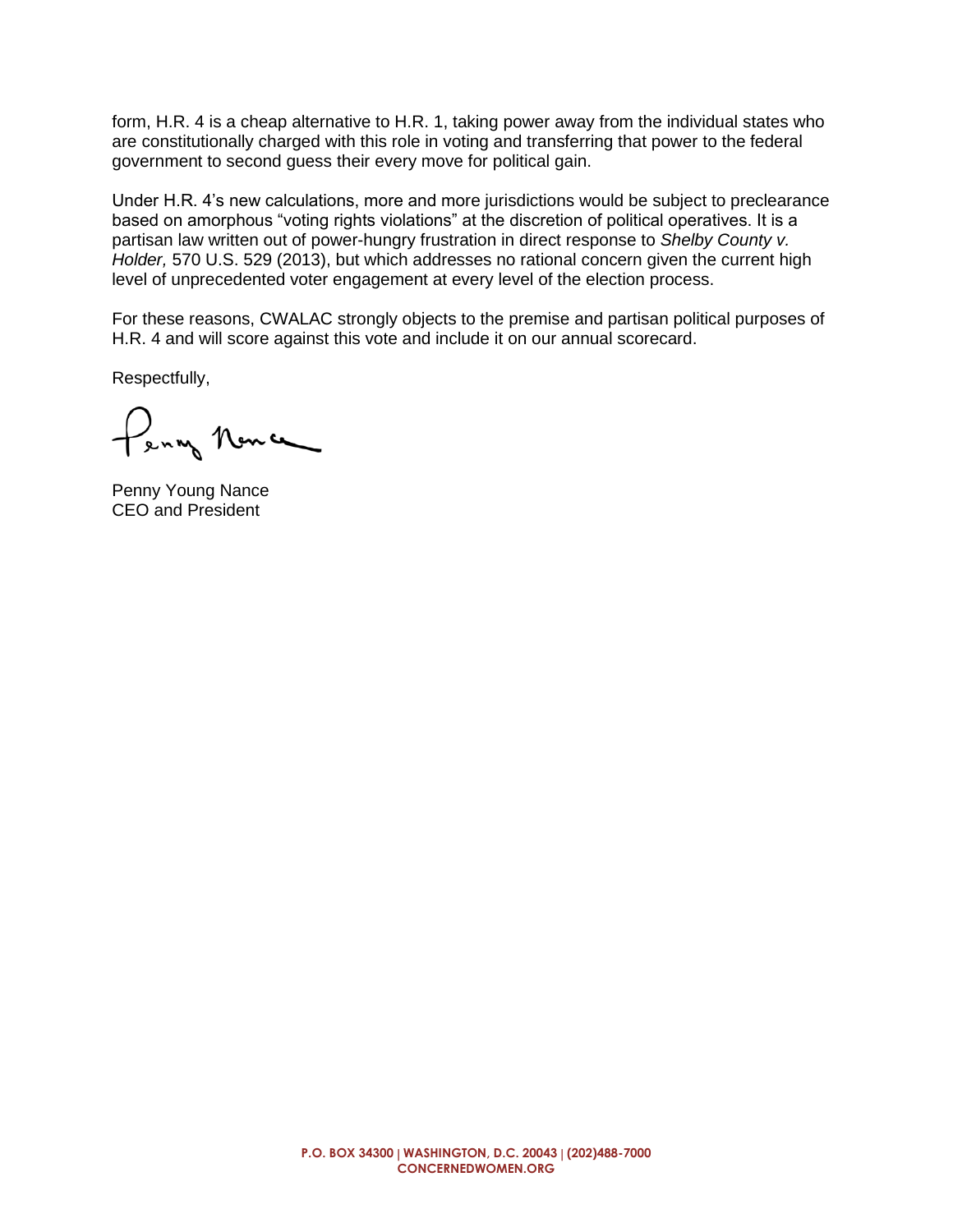form, H.R. 4 is a cheap alternative to H.R. 1, taking power away from the individual states who are constitutionally charged with this role in voting and transferring that power to the federal government to second guess their every move for political gain.

Under H.R. 4's new calculations, more and more jurisdictions would be subject to preclearance based on amorphous "voting rights violations" at the discretion of political operatives. It is a partisan law written out of power-hungry frustration in direct response to *Shelby County v. Holder,* 570 U.S. 529 (2013), but which addresses no rational concern given the current high level of unprecedented voter engagement at every level of the election process.

For these reasons, CWALAC strongly objects to the premise and partisan political purposes of H.R. 4 and will score against this vote and include it on our annual scorecard.

Respectfully,

Penny Nance

Penny Young Nance
CEO and President

**P.O. BOX 34300 | WASHINGTON, D.C. 20043 | (202)488-7000**
**CONCERNEDWOMEN.ORG**